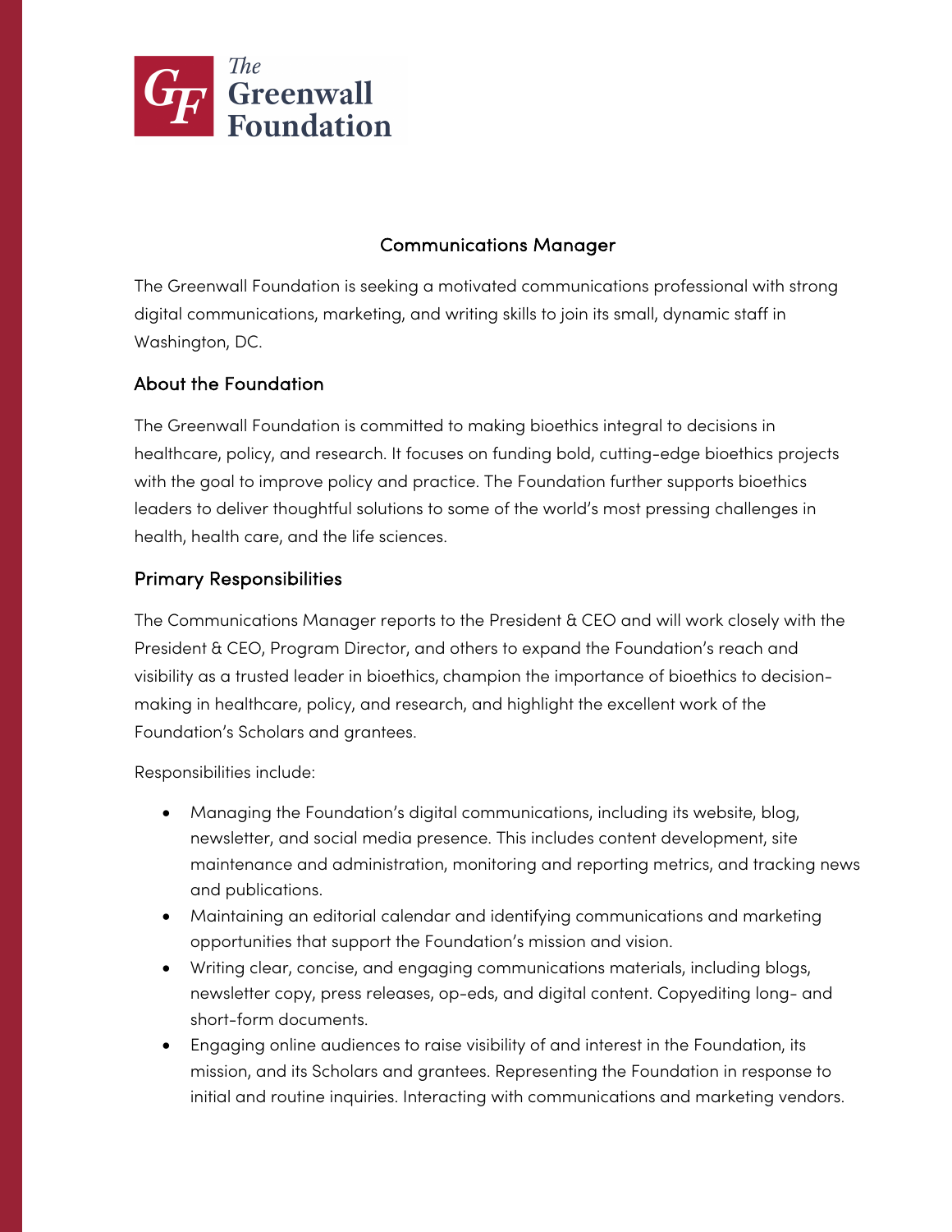The Greenwall Foundation

# Communications Manager

The Greenwall Foundation is seeking a motivated communications professional with strong digital communications, marketing, and writing skills to join its small, dynamic staff in Washington, DC.

## About the Foundation

The Greenwall Foundation is committed to making bioethics integral to decisions in healthcare, policy, and research. It focuses on funding bold, cutting-edge bioethics projects with the goal to improve policy and practice. The Foundation further supports bioethics leaders to deliver thoughtful solutions to some of the world's most pressing challenges in health, health care, and the life sciences.

## Primary Responsibilities

The Communications Manager reports to the President & CEO and will work closely with the President & CEO, Program Director, and others to expand the Foundation's reach and visibility as a trusted leader in bioethics, champion the importance of bioethics to decision-making in healthcare, policy, and research, and highlight the excellent work of the Foundation's Scholars and grantees.

Responsibilities include:

- Managing the Foundation's digital communications, including its website, blog, newsletter, and social media presence. This includes content development, site maintenance and administration, monitoring and reporting metrics, and tracking news and publications.
- Maintaining an editorial calendar and identifying communications and marketing opportunities that support the Foundation's mission and vision.
- Writing clear, concise, and engaging communications materials, including blogs, newsletter copy, press releases, op-eds, and digital content. Copyediting long- and short-form documents.
- Engaging online audiences to raise visibility of and interest in the Foundation, its mission, and its Scholars and grantees. Representing the Foundation in response to initial and routine inquiries. Interacting with communications and marketing vendors.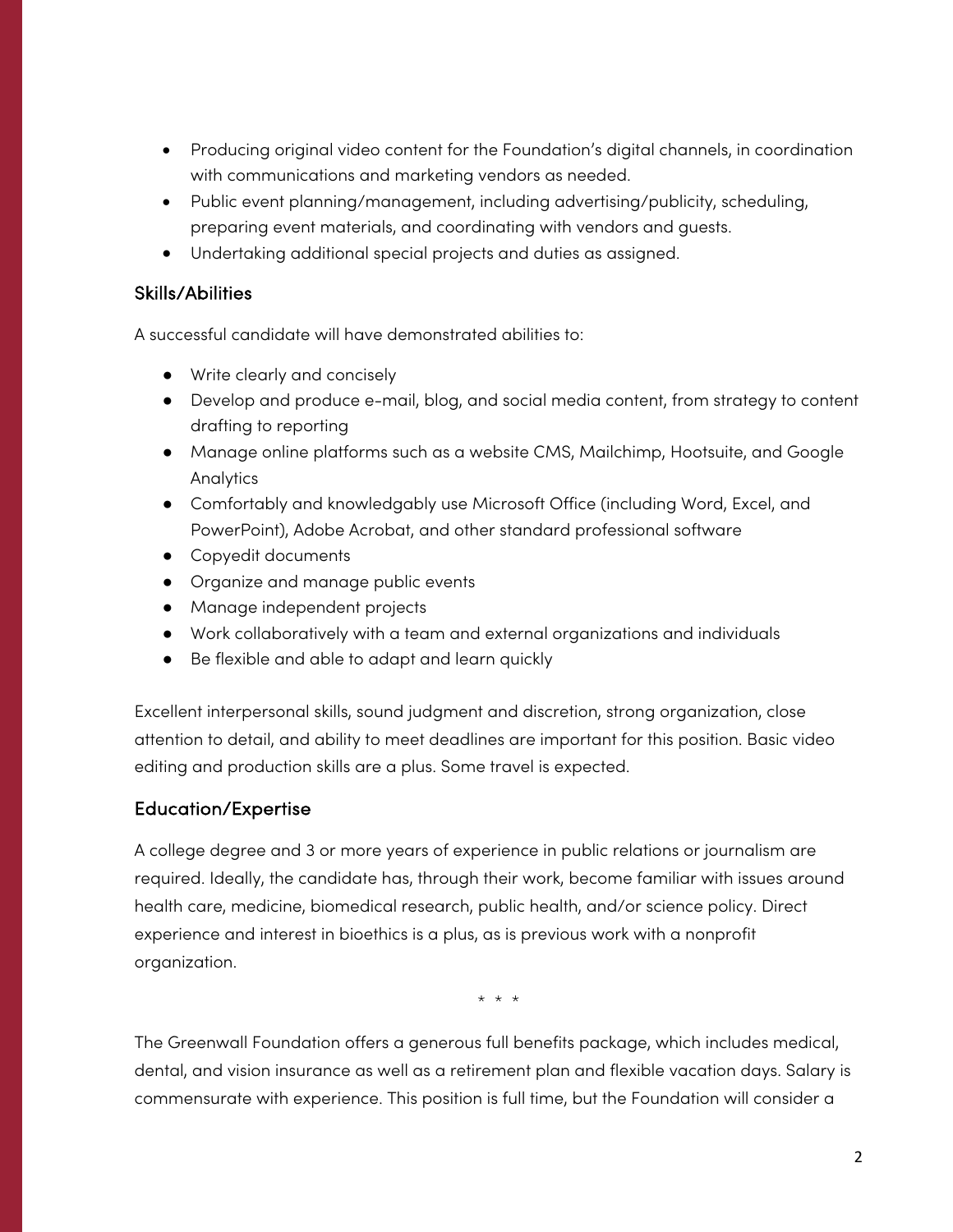- Producing original video content for the Foundation's digital channels, in coordination with communications and marketing vendors as needed.
- Public event planning/management, including advertising/publicity, scheduling, preparing event materials, and coordinating with vendors and guests.
- Undertaking additional special projects and duties as assigned.

## Skills/Abilities

A successful candidate will have demonstrated abilities to:

- Write clearly and concisely
- Develop and produce e-mail, blog, and social media content, from strategy to content drafting to reporting
- Manage online platforms such as a website CMS, Mailchimp, Hootsuite, and Google Analytics
- Comfortably and knowledgably use Microsoft Office (including Word, Excel, and PowerPoint), Adobe Acrobat, and other standard professional software
- Copyedit documents
- Organize and manage public events
- Manage independent projects
- Work collaboratively with a team and external organizations and individuals
- Be flexible and able to adapt and learn quickly

Excellent interpersonal skills, sound judgment and discretion, strong organization, close attention to detail, and ability to meet deadlines are important for this position. Basic video editing and production skills are a plus. Some travel is expected.

## Education/Expertise

A college degree and 3 or more years of experience in public relations or journalism are required. Ideally, the candidate has, through their work, become familiar with issues around health care, medicine, biomedical research, public health, and/or science policy. Direct experience and interest in bioethics is a plus, as is previous work with a nonprofit organization.

\* \* \*

The Greenwall Foundation offers a generous full benefits package, which includes medical, dental, and vision insurance as well as a retirement plan and flexible vacation days. Salary is commensurate with experience. This position is full time, but the Foundation will consider a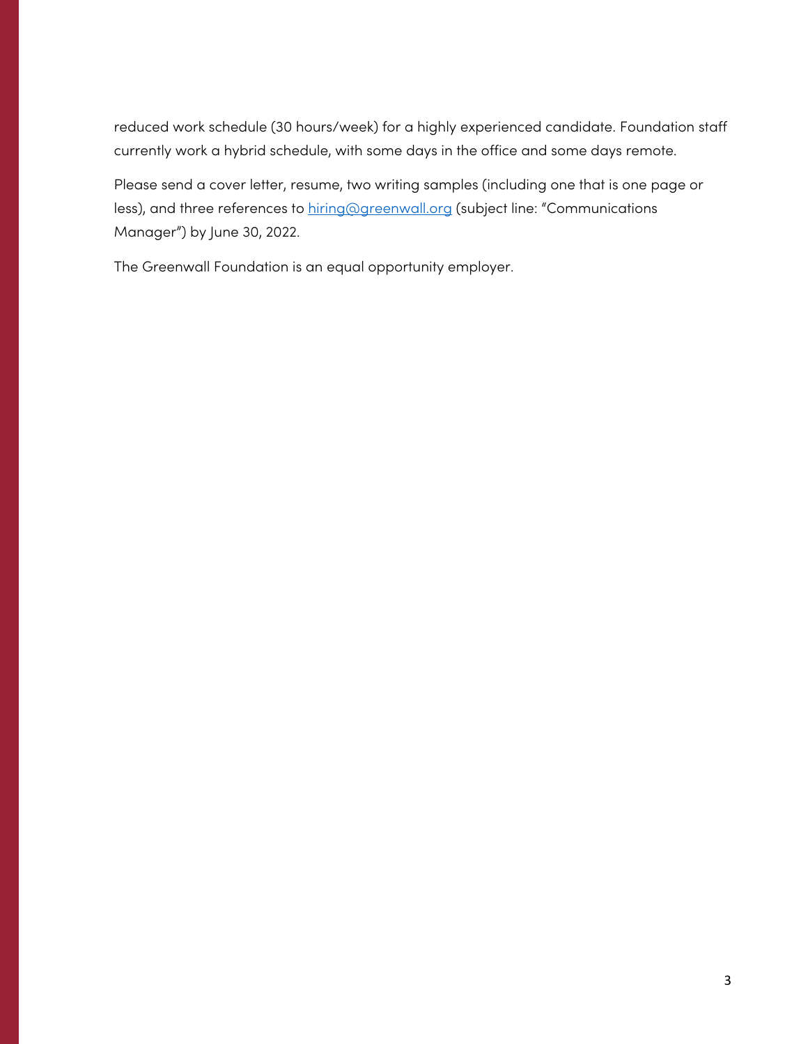reduced work schedule (30 hours/week) for a highly experienced candidate. Foundation staff currently work a hybrid schedule, with some days in the office and some days remote.

Please send a cover letter, resume, two writing samples (including one that is one page or less), and three references to [hiring@greenwall.org](mailto:hiring@greenwall.org) (subject line: "Communications Manager") by June 30, 2022.

The Greenwall Foundation is an equal opportunity employer.